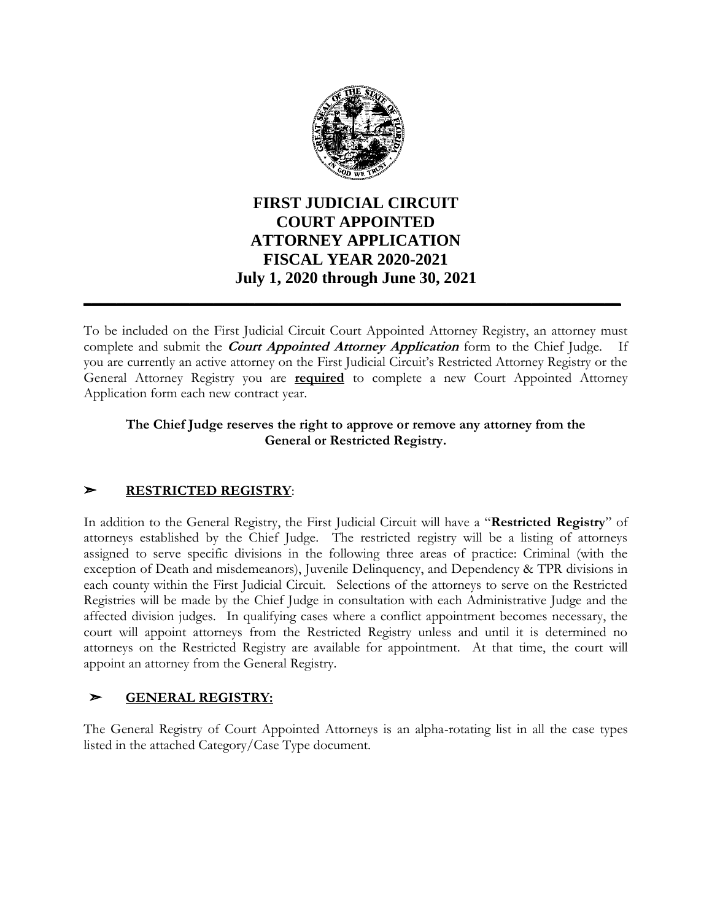# FIRST JUDICIAL CIRCUIT COURT APPOINTED ATTORNEY APPLICATION FISCAL YEAR 2020-2021

## July 1, 2020 through June 30, 2021

---

To be included on the First Judicial Circuit Court Appointed Attorney Registry, an attorney must complete and submit the ***Court Appointed Attorney Application*** form to the Chief Judge. If you are currently an active attorney on the First Judicial Circuit's Restricted Attorney Registry or the General Attorney Registry you are **required** to complete a new Court Appointed Attorney Application form each new contract year.

**The Chief Judge reserves the right to approve or remove any attorney from the General or Restricted Registry.**

## ➢ RESTRICTED REGISTRY:

In addition to the General Registry, the First Judicial Circuit will have a "**Restricted Registry**" of attorneys established by the Chief Judge. The restricted registry will be a listing of attorneys assigned to serve specific divisions in the following three areas of practice: Criminal (with the exception of Death and misdemeanors), Juvenile Delinquency, and Dependency & TPR divisions in each county within the First Judicial Circuit. Selections of the attorneys to serve on the Restricted Registries will be made by the Chief Judge in consultation with each Administrative Judge and the affected division judges. In qualifying cases where a conflict appointment becomes necessary, the court will appoint attorneys from the Restricted Registry unless and until it is determined no attorneys on the Restricted Registry are available for appointment. At that time, the court will appoint an attorney from the General Registry.

## ➢ GENERAL REGISTRY:

The General Registry of Court Appointed Attorneys is an alpha-rotating list in all the case types listed in the attached Category/Case Type document.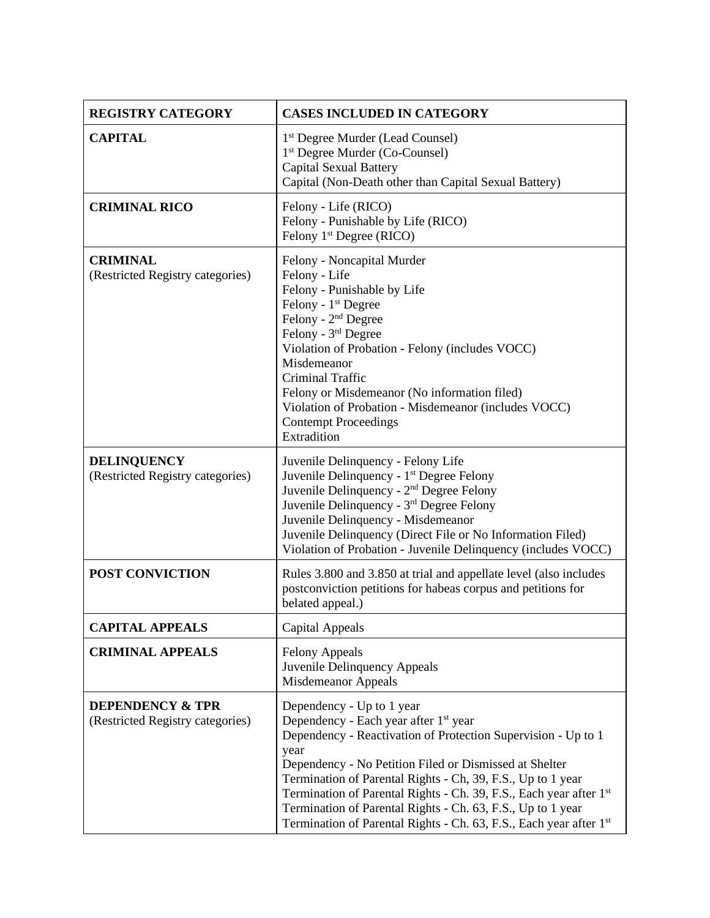| REGISTRY CATEGORY | CASES INCLUDED IN CATEGORY |
|---|---|
| **CAPITAL** | 1st Degree Murder (Lead Counsel)<br>1st Degree Murder (Co-Counsel)<br>Capital Sexual Battery<br>Capital (Non-Death other than Capital Sexual Battery) |
| **CRIMINAL RICO** | Felony - Life (RICO)<br>Felony - Punishable by Life (RICO)<br>Felony 1st Degree (RICO) |
| **CRIMINAL**<br>(Restricted Registry categories) | Felony - Noncapital Murder<br>Felony - Life<br>Felony - Punishable by Life<br>Felony - 1st Degree<br>Felony - 2nd Degree<br>Felony - 3rd Degree<br>Violation of Probation - Felony (includes VOCC)<br>Misdemeanor<br>Criminal Traffic<br>Felony or Misdemeanor (No information filed)<br>Violation of Probation - Misdemeanor (includes VOCC)<br>Contempt Proceedings<br>Extradition |
| **DELINQUENCY**<br>(Restricted Registry categories) | Juvenile Delinquency - Felony Life<br>Juvenile Delinquency - 1st Degree Felony<br>Juvenile Delinquency - 2nd Degree Felony<br>Juvenile Delinquency - 3rd Degree Felony<br>Juvenile Delinquency - Misdemeanor<br>Juvenile Delinquency (Direct File or No Information Filed)<br>Violation of Probation - Juvenile Delinquency (includes VOCC) |
| **POST CONVICTION** | Rules 3.800 and 3.850 at trial and appellate level (also includes postconviction petitions for habeas corpus and petitions for belated appeal.) |
| **CAPITAL APPEALS** | Capital Appeals |
| **CRIMINAL APPEALS** | Felony Appeals<br>Juvenile Delinquency Appeals<br>Misdemeanor Appeals |
| **DEPENDENCY & TPR**<br>(Restricted Registry categories) | Dependency - Up to 1 year<br>Dependency - Each year after 1st year<br>Dependency - Reactivation of Protection Supervision - Up to 1 year<br>Dependency - No Petition Filed or Dismissed at Shelter<br>Termination of Parental Rights - Ch, 39, F.S., Up to 1 year<br>Termination of Parental Rights - Ch. 39, F.S., Each year after 1st<br>Termination of Parental Rights - Ch. 63, F.S., Up to 1 year<br>Termination of Parental Rights - Ch. 63, F.S., Each year after 1st |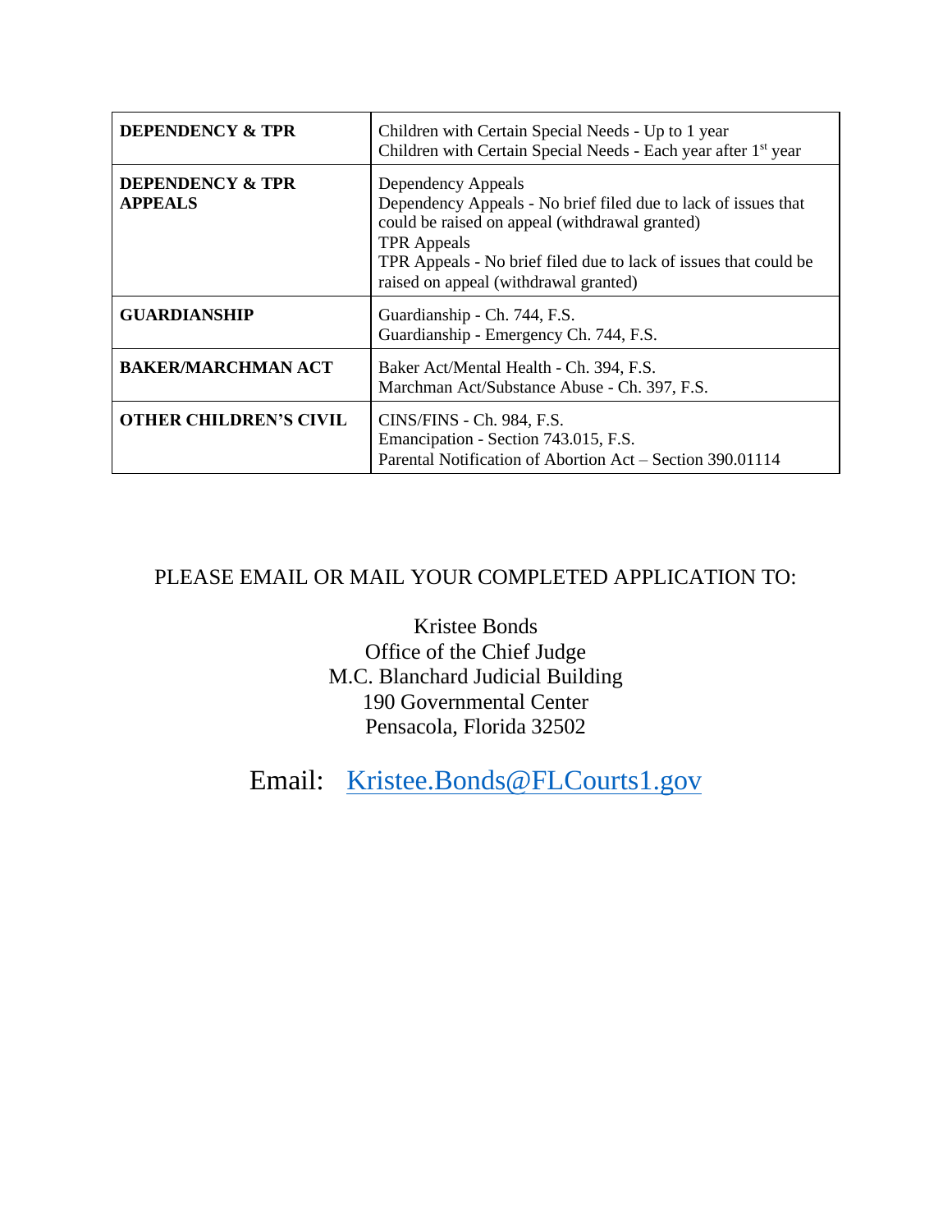| | |
|---|---|
| **DEPENDENCY & TPR** | Children with Certain Special Needs - Up to 1 year<br>Children with Certain Special Needs - Each year after 1st year |
| **DEPENDENCY & TPR APPEALS** | Dependency Appeals<br>Dependency Appeals - No brief filed due to lack of issues that could be raised on appeal (withdrawal granted)<br>TPR Appeals<br>TPR Appeals - No brief filed due to lack of issues that could be raised on appeal (withdrawal granted) |
| **GUARDIANSHIP** | Guardianship - Ch. 744, F.S.<br>Guardianship - Emergency Ch. 744, F.S. |
| **BAKER/MARCHMAN ACT** | Baker Act/Mental Health - Ch. 394, F.S.<br>Marchman Act/Substance Abuse - Ch. 397, F.S. |
| **OTHER CHILDREN'S CIVIL** | CINS/FINS - Ch. 984, F.S.<br>Emancipation - Section 743.015, F.S.<br>Parental Notification of Abortion Act – Section 390.01114 |

PLEASE EMAIL OR MAIL YOUR COMPLETED APPLICATION TO:

Kristee Bonds
Office of the Chief Judge
M.C. Blanchard Judicial Building
190 Governmental Center
Pensacola, Florida 32502

Email: Kristee.Bonds@FLCourts1.gov